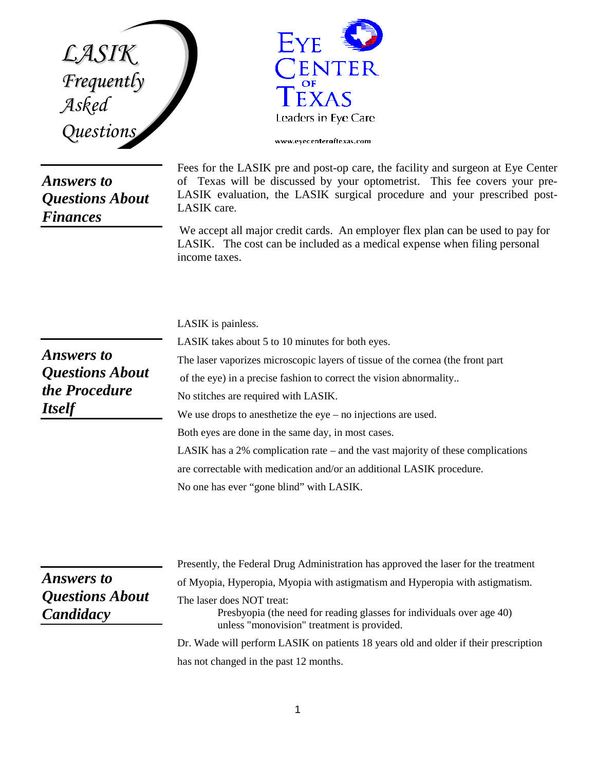# LASIK Frequently Asked Questions

**EYE CENTER OF TEXAS**
Leaders in Eye Care
www.eyecenteroftexas.com

## *Answers to Questions About Finances*

Fees for the LASIK pre and post-op care, the facility and surgeon at Eye Center of Texas will be discussed by your optometrist. This fee covers your pre-LASIK evaluation, the LASIK surgical procedure and your prescribed post-LASIK care.

We accept all major credit cards. An employer flex plan can be used to pay for LASIK. The cost can be included as a medical expense when filing personal income taxes.

## *Answers to Questions About the Procedure Itself*

LASIK is painless.

LASIK takes about 5 to 10 minutes for both eyes.

The laser vaporizes microscopic layers of tissue of the cornea (the front part of the eye) in a precise fashion to correct the vision abnormality..

No stitches are required with LASIK.

We use drops to anesthetize the eye – no injections are used.

Both eyes are done in the same day, in most cases.

LASIK has a 2% complication rate – and the vast majority of these complications are correctable with medication and/or an additional LASIK procedure.

No one has ever "gone blind" with LASIK.

## *Answers to Questions About Candidacy*

Presently, the Federal Drug Administration has approved the laser for the treatment of Myopia, Hyperopia, Myopia with astigmatism and Hyperopia with astigmatism.

The laser does NOT treat:

Presbyopia (the need for reading glasses for individuals over age 40) unless "monovision" treatment is provided.

Dr. Wade will perform LASIK on patients 18 years old and older if their prescription has not changed in the past 12 months.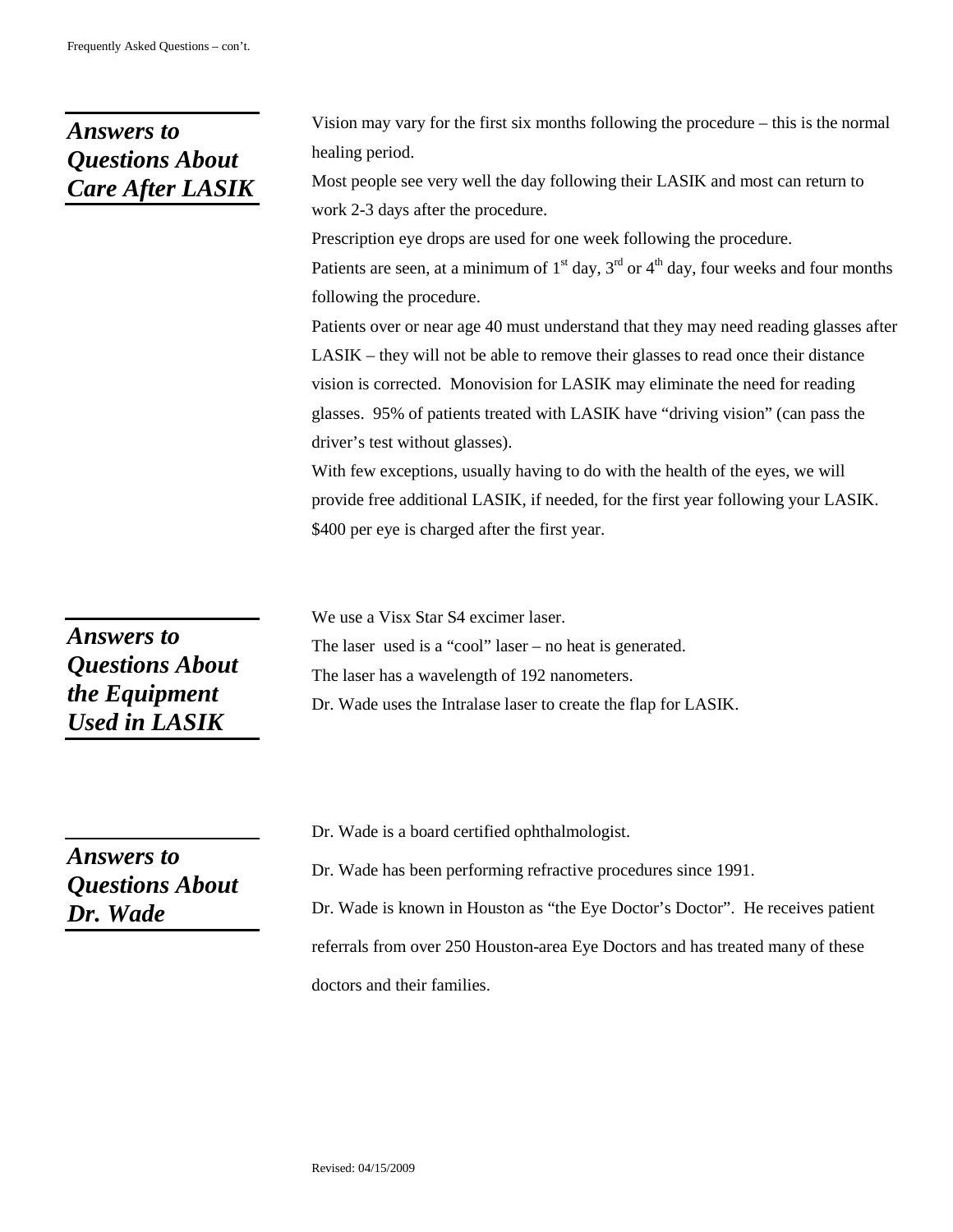## *Answers to Questions About Care After LASIK*

Vision may vary for the first six months following the procedure – this is the normal healing period.

Most people see very well the day following their LASIK and most can return to work 2-3 days after the procedure.

Prescription eye drops are used for one week following the procedure.

Patients are seen, at a minimum of 1st day, 3rd or 4th day, four weeks and four months following the procedure.

Patients over or near age 40 must understand that they may need reading glasses after LASIK – they will not be able to remove their glasses to read once their distance vision is corrected. Monovision for LASIK may eliminate the need for reading glasses. 95% of patients treated with LASIK have "driving vision" (can pass the driver's test without glasses).

With few exceptions, usually having to do with the health of the eyes, we will provide free additional LASIK, if needed, for the first year following your LASIK. $400 per eye is charged after the first year.

## *Answers to Questions About the Equipment Used in LASIK*

We use a Visx Star S4 excimer laser.

The laser used is a "cool" laser – no heat is generated.

The laser has a wavelength of 192 nanometers.

Dr. Wade uses the Intralase laser to create the flap for LASIK.

## *Answers to Questions About Dr. Wade*

Dr. Wade is a board certified ophthalmologist.

Dr. Wade has been performing refractive procedures since 1991.

Dr. Wade is known in Houston as "the Eye Doctor's Doctor". He receives patient referrals from over 250 Houston-area Eye Doctors and has treated many of these doctors and their families.

Revised: 04/15/2009